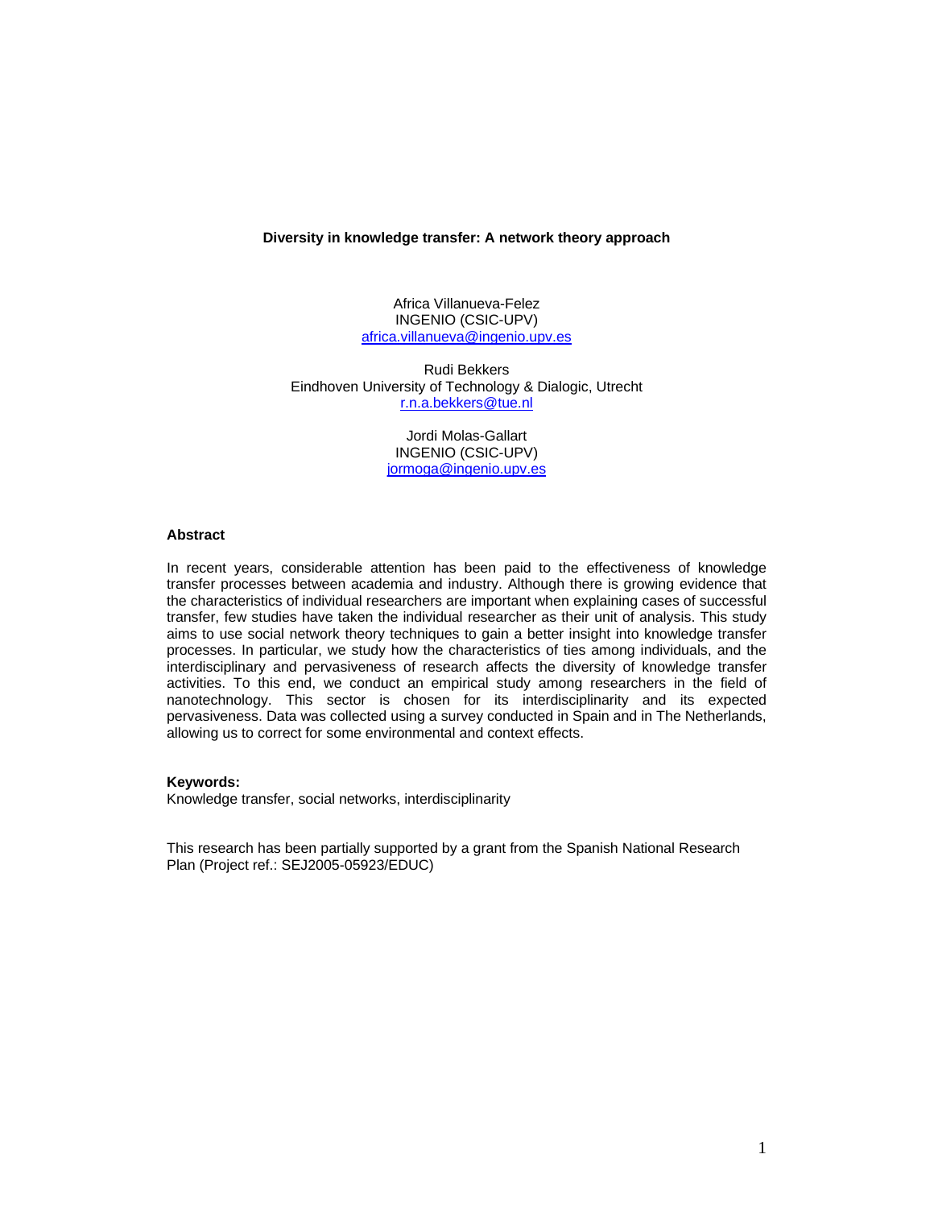# Diversity in knowledge transfer: A network theory approach

Africa Villanueva-Felez  
INGENIO (CSIC-UPV)  
africa.villanueva@ingenio.upv.es

Rudi Bekkers  
Eindhoven University of Technology & Dialogic, Utrecht  
r.n.a.bekkers@tue.nl

Jordi Molas-Gallart  
INGENIO (CSIC-UPV)  
jormoga@ingenio.upv.es

## Abstract

In recent years, considerable attention has been paid to the effectiveness of knowledge transfer processes between academia and industry. Although there is growing evidence that the characteristics of individual researchers are important when explaining cases of successful transfer, few studies have taken the individual researcher as their unit of analysis. This study aims to use social network theory techniques to gain a better insight into knowledge transfer processes. In particular, we study how the characteristics of ties among individuals, and the interdisciplinary and pervasiveness of research affects the diversity of knowledge transfer activities. To this end, we conduct an empirical study among researchers in the field of nanotechnology. This sector is chosen for its interdisciplinarity and its expected pervasiveness. Data was collected using a survey conducted in Spain and in The Netherlands, allowing us to correct for some environmental and context effects.

**Keywords:**  
Knowledge transfer, social networks, interdisciplinarity

This research has been partially supported by a grant from the Spanish National Research Plan (Project ref.: SEJ2005-05923/EDUC)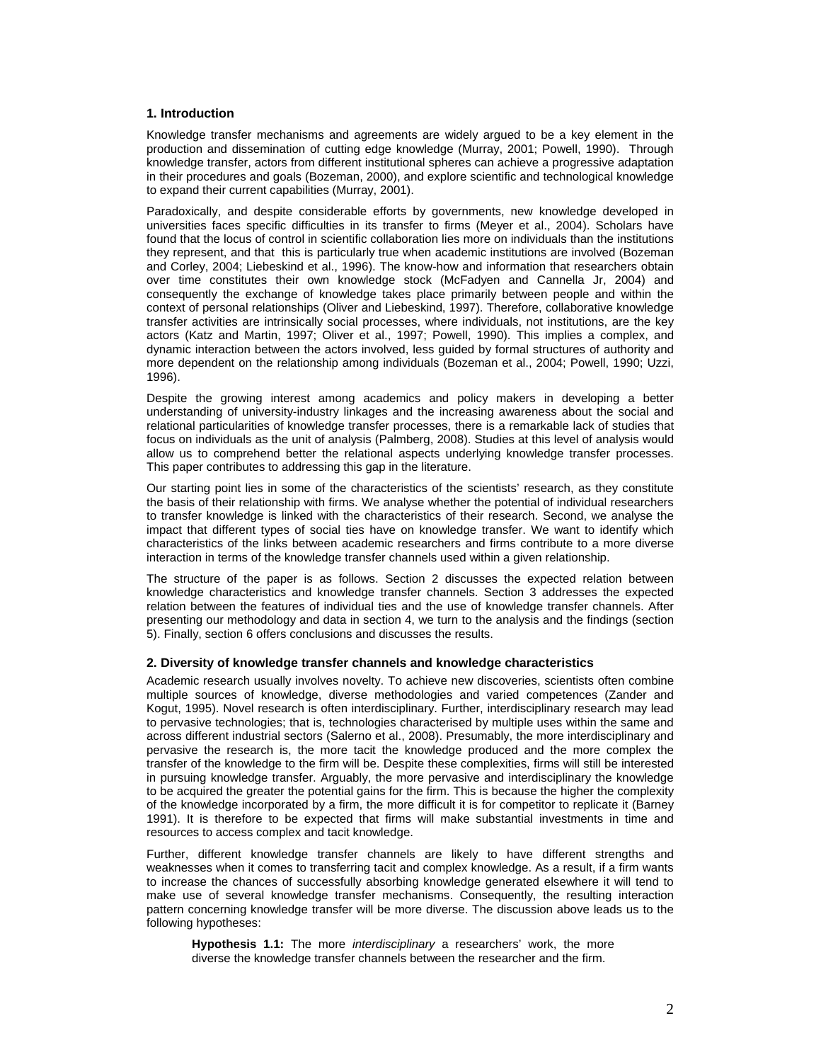## 1. Introduction

Knowledge transfer mechanisms and agreements are widely argued to be a key element in the production and dissemination of cutting edge knowledge (Murray, 2001; Powell, 1990). Through knowledge transfer, actors from different institutional spheres can achieve a progressive adaptation in their procedures and goals (Bozeman, 2000), and explore scientific and technological knowledge to expand their current capabilities (Murray, 2001).

Paradoxically, and despite considerable efforts by governments, new knowledge developed in universities faces specific difficulties in its transfer to firms (Meyer et al., 2004). Scholars have found that the locus of control in scientific collaboration lies more on individuals than the institutions they represent, and that this is particularly true when academic institutions are involved (Bozeman and Corley, 2004; Liebeskind et al., 1996). The know-how and information that researchers obtain over time constitutes their own knowledge stock (McFadyen and Cannella Jr, 2004) and consequently the exchange of knowledge takes place primarily between people and within the context of personal relationships (Oliver and Liebeskind, 1997). Therefore, collaborative knowledge transfer activities are intrinsically social processes, where individuals, not institutions, are the key actors (Katz and Martin, 1997; Oliver et al., 1997; Powell, 1990). This implies a complex, and dynamic interaction between the actors involved, less guided by formal structures of authority and more dependent on the relationship among individuals (Bozeman et al., 2004; Powell, 1990; Uzzi, 1996).

Despite the growing interest among academics and policy makers in developing a better understanding of university-industry linkages and the increasing awareness about the social and relational particularities of knowledge transfer processes, there is a remarkable lack of studies that focus on individuals as the unit of analysis (Palmberg, 2008). Studies at this level of analysis would allow us to comprehend better the relational aspects underlying knowledge transfer processes. This paper contributes to addressing this gap in the literature.

Our starting point lies in some of the characteristics of the scientists' research, as they constitute the basis of their relationship with firms. We analyse whether the potential of individual researchers to transfer knowledge is linked with the characteristics of their research. Second, we analyse the impact that different types of social ties have on knowledge transfer. We want to identify which characteristics of the links between academic researchers and firms contribute to a more diverse interaction in terms of the knowledge transfer channels used within a given relationship.

The structure of the paper is as follows. Section 2 discusses the expected relation between knowledge characteristics and knowledge transfer channels. Section 3 addresses the expected relation between the features of individual ties and the use of knowledge transfer channels. After presenting our methodology and data in section 4, we turn to the analysis and the findings (section 5). Finally, section 6 offers conclusions and discusses the results.

## 2. Diversity of knowledge transfer channels and knowledge characteristics

Academic research usually involves novelty. To achieve new discoveries, scientists often combine multiple sources of knowledge, diverse methodologies and varied competences (Zander and Kogut, 1995). Novel research is often interdisciplinary. Further, interdisciplinary research may lead to pervasive technologies; that is, technologies characterised by multiple uses within the same and across different industrial sectors (Salerno et al., 2008). Presumably, the more interdisciplinary and pervasive the research is, the more tacit the knowledge produced and the more complex the transfer of the knowledge to the firm will be. Despite these complexities, firms will still be interested in pursuing knowledge transfer. Arguably, the more pervasive and interdisciplinary the knowledge to be acquired the greater the potential gains for the firm. This is because the higher the complexity of the knowledge incorporated by a firm, the more difficult it is for competitor to replicate it (Barney 1991). It is therefore to be expected that firms will make substantial investments in time and resources to access complex and tacit knowledge.

Further, different knowledge transfer channels are likely to have different strengths and weaknesses when it comes to transferring tacit and complex knowledge. As a result, if a firm wants to increase the chances of successfully absorbing knowledge generated elsewhere it will tend to make use of several knowledge transfer mechanisms. Consequently, the resulting interaction pattern concerning knowledge transfer will be more diverse. The discussion above leads us to the following hypotheses:

> **Hypothesis 1.1:** The more *interdisciplinary* a researchers' work, the more diverse the knowledge transfer channels between the researcher and the firm.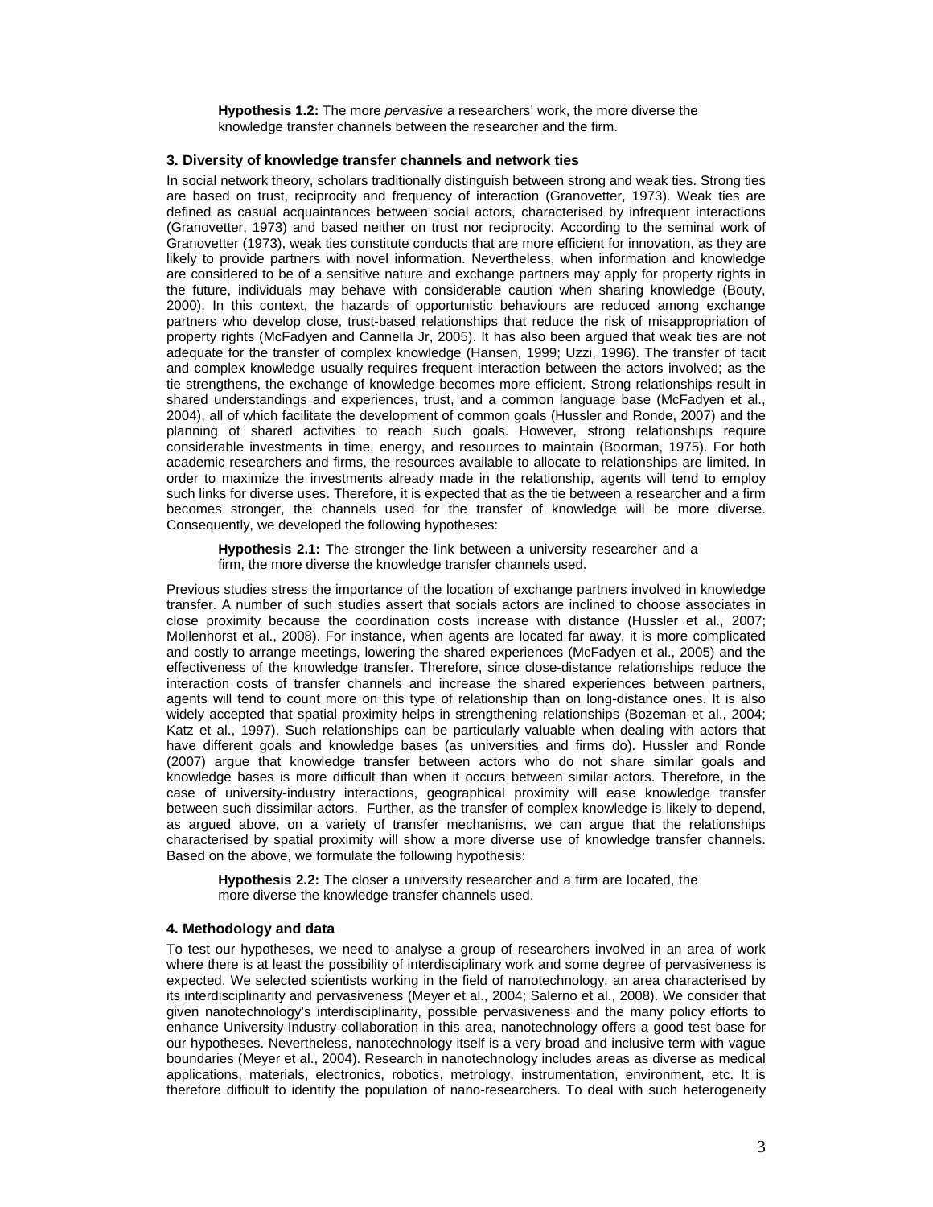**Hypothesis 1.2:** The more *pervasive* a researchers' work, the more diverse the knowledge transfer channels between the researcher and the firm.

### 3. Diversity of knowledge transfer channels and network ties

In social network theory, scholars traditionally distinguish between strong and weak ties. Strong ties are based on trust, reciprocity and frequency of interaction (Granovetter, 1973). Weak ties are defined as casual acquaintances between social actors, characterised by infrequent interactions (Granovetter, 1973) and based neither on trust nor reciprocity. According to the seminal work of Granovetter (1973), weak ties constitute conducts that are more efficient for innovation, as they are likely to provide partners with novel information. Nevertheless, when information and knowledge are considered to be of a sensitive nature and exchange partners may apply for property rights in the future, individuals may behave with considerable caution when sharing knowledge (Bouty, 2000). In this context, the hazards of opportunistic behaviours are reduced among exchange partners who develop close, trust-based relationships that reduce the risk of misappropriation of property rights (McFadyen and Cannella Jr, 2005). It has also been argued that weak ties are not adequate for the transfer of complex knowledge (Hansen, 1999; Uzzi, 1996). The transfer of tacit and complex knowledge usually requires frequent interaction between the actors involved; as the tie strengthens, the exchange of knowledge becomes more efficient. Strong relationships result in shared understandings and experiences, trust, and a common language base (McFadyen et al., 2004), all of which facilitate the development of common goals (Hussler and Ronde, 2007) and the planning of shared activities to reach such goals. However, strong relationships require considerable investments in time, energy, and resources to maintain (Boorman, 1975). For both academic researchers and firms, the resources available to allocate to relationships are limited. In order to maximize the investments already made in the relationship, agents will tend to employ such links for diverse uses. Therefore, it is expected that as the tie between a researcher and a firm becomes stronger, the channels used for the transfer of knowledge will be more diverse. Consequently, we developed the following hypotheses:

**Hypothesis 2.1:** The stronger the link between a university researcher and a firm, the more diverse the knowledge transfer channels used.

Previous studies stress the importance of the location of exchange partners involved in knowledge transfer. A number of such studies assert that socials actors are inclined to choose associates in close proximity because the coordination costs increase with distance (Hussler et al., 2007; Mollenhorst et al., 2008). For instance, when agents are located far away, it is more complicated and costly to arrange meetings, lowering the shared experiences (McFadyen et al., 2005) and the effectiveness of the knowledge transfer. Therefore, since close-distance relationships reduce the interaction costs of transfer channels and increase the shared experiences between partners, agents will tend to count more on this type of relationship than on long-distance ones. It is also widely accepted that spatial proximity helps in strengthening relationships (Bozeman et al., 2004; Katz et al., 1997). Such relationships can be particularly valuable when dealing with actors that have different goals and knowledge bases (as universities and firms do). Hussler and Ronde (2007) argue that knowledge transfer between actors who do not share similar goals and knowledge bases is more difficult than when it occurs between similar actors. Therefore, in the case of university-industry interactions, geographical proximity will ease knowledge transfer between such dissimilar actors. Further, as the transfer of complex knowledge is likely to depend, as argued above, on a variety of transfer mechanisms, we can argue that the relationships characterised by spatial proximity will show a more diverse use of knowledge transfer channels. Based on the above, we formulate the following hypothesis:

**Hypothesis 2.2:** The closer a university researcher and a firm are located, the more diverse the knowledge transfer channels used.

### 4. Methodology and data

To test our hypotheses, we need to analyse a group of researchers involved in an area of work where there is at least the possibility of interdisciplinary work and some degree of pervasiveness is expected. We selected scientists working in the field of nanotechnology, an area characterised by its interdisciplinarity and pervasiveness (Meyer et al., 2004; Salerno et al., 2008). We consider that given nanotechnology's interdisciplinarity, possible pervasiveness and the many policy efforts to enhance University-Industry collaboration in this area, nanotechnology offers a good test base for our hypotheses. Nevertheless, nanotechnology itself is a very broad and inclusive term with vague boundaries (Meyer et al., 2004). Research in nanotechnology includes areas as diverse as medical applications, materials, electronics, robotics, metrology, instrumentation, environment, etc. It is therefore difficult to identify the population of nano-researchers. To deal with such heterogeneity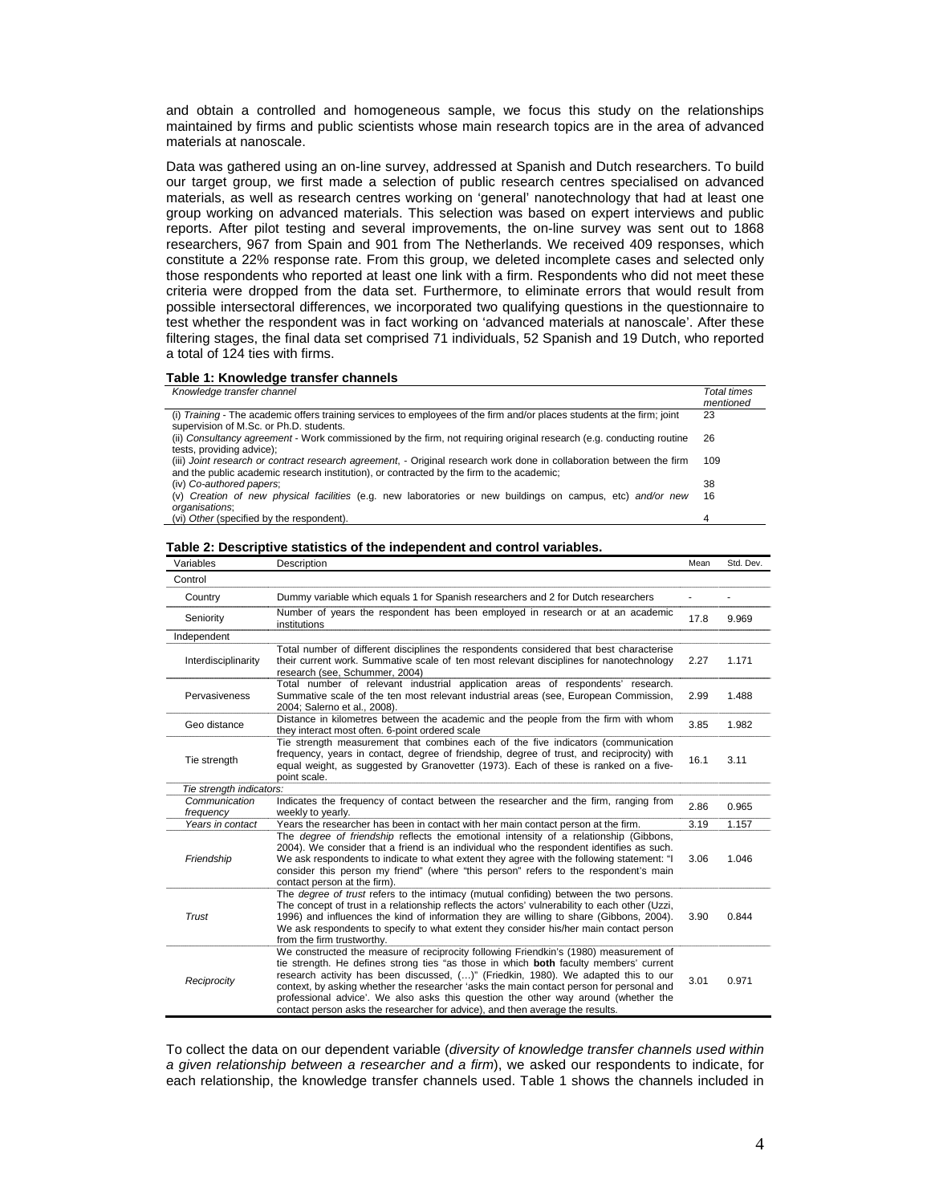and obtain a controlled and homogeneous sample, we focus this study on the relationships maintained by firms and public scientists whose main research topics are in the area of advanced materials at nanoscale.

Data was gathered using an on-line survey, addressed at Spanish and Dutch researchers. To build our target group, we first made a selection of public research centres specialised on advanced materials, as well as research centres working on 'general' nanotechnology that had at least one group working on advanced materials. This selection was based on expert interviews and public reports. After pilot testing and several improvements, the on-line survey was sent out to 1868 researchers, 967 from Spain and 901 from The Netherlands. We received 409 responses, which constitute a 22% response rate. From this group, we deleted incomplete cases and selected only those respondents who reported at least one link with a firm. Respondents who did not meet these criteria were dropped from the data set. Furthermore, to eliminate errors that would result from possible intersectoral differences, we incorporated two qualifying questions in the questionnaire to test whether the respondent was in fact working on 'advanced materials at nanoscale'. After these filtering stages, the final data set comprised 71 individuals, 52 Spanish and 19 Dutch, who reported a total of 124 ties with firms.

**Table 1: Knowledge transfer channels**

| *Knowledge transfer channel* | *Total times mentioned* |
|---|---|
| (i) *Training* - The academic offers training services to employees of the firm and/or places students at the firm; joint supervision of M.Sc. or Ph.D. students. | 23 |
| (ii) *Consultancy agreement* - Work commissioned by the firm, not requiring original research (e.g. conducting routine tests, providing advice); | 26 |
| (iii) *Joint research or contract research agreement*, - Original research work done in collaboration between the firm and the public academic research institution), or contracted by the firm to the academic; | 109 |
| (iv) *Co-authored papers*; | 38 |
| (v) *Creation of new physical facilities* (e.g. new laboratories or new buildings on campus, etc) *and/or new organisations*; | 16 |
| (vi) *Other* (specified by the respondent). | 4 |

**Table 2: Descriptive statistics of the independent and control variables.**

| Variables | Description | Mean | Std. Dev. |
|---|---|---|---|
| Control | | | |
| Country | Dummy variable which equals 1 for Spanish researchers and 2 for Dutch researchers | - | - |
| Seniority | Number of years the respondent has been employed in research or at an academic institutions | 17.8 | 9.969 |
| Independent | | | |
| Interdisciplinarity | Total number of different disciplines the respondents considered that best characterise their current work. Summative scale of ten most relevant disciplines for nanotechnology research (see, Schummer, 2004) | 2.27 | 1.171 |
| Pervasiveness | Total number of relevant industrial application areas of respondents' research. Summative scale of the ten most relevant industrial areas (see, European Commission, 2004; Salerno et al., 2008). | 2.99 | 1.488 |
| Geo distance | Distance in kilometres between the academic and the people from the firm with whom they interact most often. 6-point ordered scale | 3.85 | 1.982 |
| Tie strength | Tie strength measurement that combines each of the five indicators (communication frequency, years in contact, degree of friendship, degree of trust, and reciprocity) with equal weight, as suggested by Granovetter (1973). Each of these is ranked on a five-point scale. | 16.1 | 3.11 |
| *Tie strength indicators:* | | | |
| *Communication frequency* | Indicates the frequency of contact between the researcher and the firm, ranging from weekly to yearly. | 2.86 | 0.965 |
| *Years in contact* | Years the researcher has been in contact with her main contact person at the firm. | 3.19 | 1.157 |
| *Friendship* | The *degree of friendship* reflects the emotional intensity of a relationship (Gibbons, 2004). We consider that a friend is an individual who the respondent identifies as such. We ask respondents to indicate to what extent they agree with the following statement: "I consider this person my friend" (where "this person" refers to the respondent's main contact person at the firm). | 3.06 | 1.046 |
| *Trust* | The *degree of trust* refers to the intimacy (mutual confiding) between the two persons. The concept of trust in a relationship reflects the actors' vulnerability to each other (Uzzi, 1996) and influences the kind of information they are willing to share (Gibbons, 2004). We ask respondents to specify to what extent they consider his/her main contact person from the firm trustworthy. | 3.90 | 0.844 |
| *Reciprocity* | We constructed the measure of reciprocity following Friendkin's (1980) measurement of tie strength. He defines strong ties "as those in which **both** faculty members' current research activity has been discussed, (…)" (Friedkin, 1980). We adapted this to our context, by asking whether the researcher 'asks the main contact person for personal and professional advice'. We also asks this question the other way around (whether the contact person asks the researcher for advice), and then average the results. | 3.01 | 0.971 |

To collect the data on our dependent variable (*diversity of knowledge transfer channels used within a given relationship between a researcher and a firm*), we asked our respondents to indicate, for each relationship, the knowledge transfer channels used. Table 1 shows the channels included in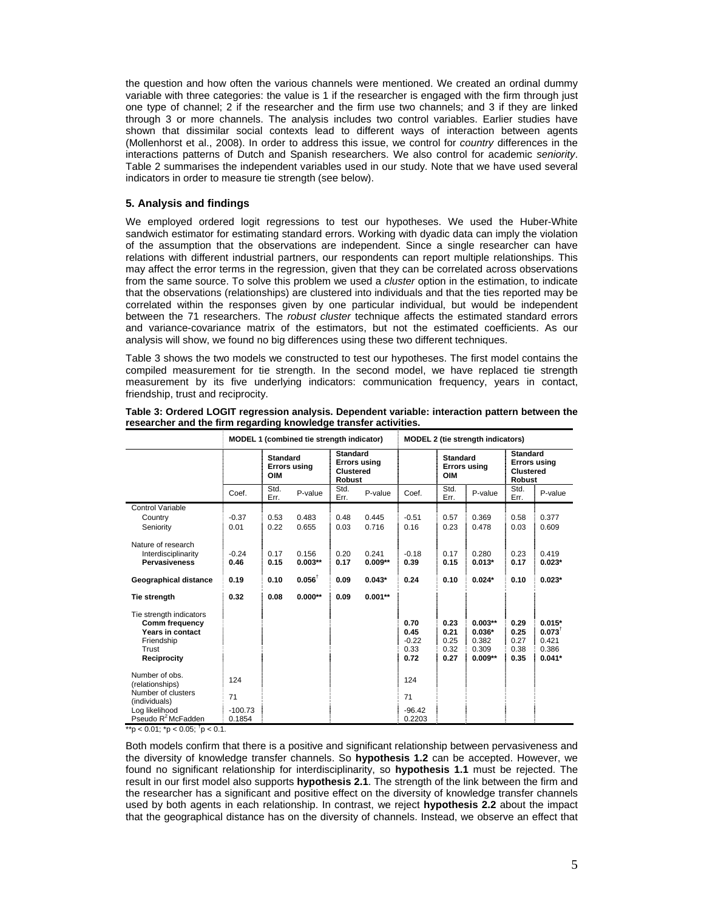the question and how often the various channels were mentioned. We created an ordinal dummy variable with three categories: the value is 1 if the researcher is engaged with the firm through just one type of channel; 2 if the researcher and the firm use two channels; and 3 if they are linked through 3 or more channels. The analysis includes two control variables. Earlier studies have shown that dissimilar social contexts lead to different ways of interaction between agents (Mollenhorst et al., 2008). In order to address this issue, we control for *country* differences in the interactions patterns of Dutch and Spanish researchers. We also control for academic *seniority*. Table 2 summarises the independent variables used in our study. Note that we have used several indicators in order to measure tie strength (see below).

### 5. Analysis and findings

We employed ordered logit regressions to test our hypotheses. We used the Huber-White sandwich estimator for estimating standard errors. Working with dyadic data can imply the violation of the assumption that the observations are independent. Since a single researcher can have relations with different industrial partners, our respondents can report multiple relationships. This may affect the error terms in the regression, given that they can be correlated across observations from the same source. To solve this problem we used a *cluster* option in the estimation, to indicate that the observations (relationships) are clustered into individuals and that the ties reported may be correlated within the responses given by one particular individual, but would be independent between the 71 researchers. The *robust cluster* technique affects the estimated standard errors and variance-covariance matrix of the estimators, but not the estimated coefficients. As our analysis will show, we found no big differences using these two different techniques.

Table 3 shows the two models we constructed to test our hypotheses. The first model contains the compiled measurement for tie strength. In the second model, we have replaced tie strength measurement by its five underlying indicators: communication frequency, years in contact, friendship, trust and reciprocity.

**Table 3: Ordered LOGIT regression analysis. Dependent variable: interaction pattern between the researcher and the firm regarding knowledge transfer activities.**

| | MODEL 1 (combined tie strength indicator) | | | | | MODEL 2 (tie strength indicators) | | | | |
|---|---|---|---|---|---|---|---|---|---|---|
| | | Standard Errors using OIM | | Standard Errors using Clustered Robust | | | Standard Errors using OIM | | Standard Errors using Clustered Robust | |
| | Coef. | Std. Err. | P-value | Std. Err. | P-value | Coef. | Std. Err. | P-value | Std. Err. | P-value |
| Control Variable | | | | | | | | | | |
| Country | -0.37 | 0.53 | 0.483 | 0.48 | 0.445 | -0.51 | 0.57 | 0.369 | 0.58 | 0.377 |
| Seniority | 0.01 | 0.22 | 0.655 | 0.03 | 0.716 | 0.16 | 0.23 | 0.478 | 0.03 | 0.609 |
| Nature of research | | | | | | | | | | |
| Interdisciplinarity | -0.24 | 0.17 | 0.156 | 0.20 | 0.241 | -0.18 | 0.17 | 0.280 | 0.23 | 0.419 |
| **Pervasiveness** | **0.46** | **0.15** | **0.003\*\*** | **0.17** | **0.009\*\*** | **0.39** | **0.15** | **0.013\*** | **0.17** | **0.023\*** |
| **Geographical distance** | **0.19** | **0.10** | **0.056†** | **0.09** | **0.043\*** | **0.24** | **0.10** | **0.024\*** | **0.10** | **0.023\*** |
| **Tie strength** | **0.32** | **0.08** | **0.000\*\*** | **0.09** | **0.001\*\*** | | | | | |
| Tie strength indicators | | | | | | | | | | |
| **Comm frequency** | | | | | | **0.70** | **0.23** | **0.003\*\*** | **0.29** | **0.015\*** |
| **Years in contact** | | | | | | **0.45** | **0.21** | **0.036\*** | **0.25** | **0.073†** |
| Friendship | | | | | | -0.22 | 0.25 | 0.382 | 0.27 | 0.421 |
| Trust | | | | | | 0.33 | 0.32 | 0.309 | 0.38 | 0.386 |
| **Reciprocity** | | | | | | **0.72** | **0.27** | **0.009\*\*** | **0.35** | **0.041\*** |
| Number of obs. (relationships) | 124 | | | | | 124 | | | | |
| Number of clusters (individuals) | 71 | | | | | 71 | | | | |
| Log likelihood | -100.73 | | | | | -96.42 | | | | |
| Pseudo $R^2$ McFadden | 0.1854 | | | | | 0.2203 | | | | |

\*\*p < 0.01; \*p < 0.05; †p < 0.1.

Both models confirm that there is a positive and significant relationship between pervasiveness and the diversity of knowledge transfer channels. So **hypothesis 1.2** can be accepted. However, we found no significant relationship for interdisciplinarity, so **hypothesis 1.1** must be rejected. The result in our first model also supports **hypothesis 2.1**. The strength of the link between the firm and the researcher has a significant and positive effect on the diversity of knowledge transfer channels used by both agents in each relationship. In contrast, we reject **hypothesis 2.2** about the impact that the geographical distance has on the diversity of channels. Instead, we observe an effect that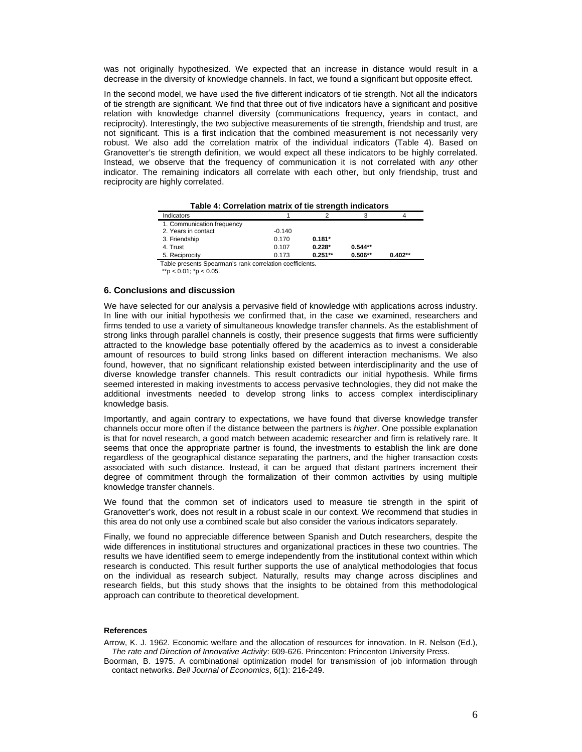was not originally hypothesized. We expected that an increase in distance would result in a decrease in the diversity of knowledge channels. In fact, we found a significant but opposite effect.

In the second model, we have used the five different indicators of tie strength. Not all the indicators of tie strength are significant. We find that three out of five indicators have a significant and positive relation with knowledge channel diversity (communications frequency, years in contact, and reciprocity). Interestingly, the two subjective measurements of tie strength, friendship and trust, are not significant. This is a first indication that the combined measurement is not necessarily very robust. We also add the correlation matrix of the individual indicators (Table 4). Based on Granovetter's tie strength definition, we would expect all these indicators to be highly correlated. Instead, we observe that the frequency of communication it is not correlated with *any* other indicator. The remaining indicators all correlate with each other, but only friendship, trust and reciprocity are highly correlated.

**Table 4: Correlation matrix of tie strength indicators**

| Indicators | 1 | 2 | 3 | 4 |
|---|---|---|---|---|
| 1. Communication frequency | | | | |
| 2. Years in contact | -0.140 | | | |
| 3. Friendship | 0.170 | **0.181*** | | |
| 4. Trust | 0.107 | **0.228*** | **0.544**** | |
| 5. Reciprocity | 0.173 | **0.251**** | **0.506**** | **0.402**** |

Table presents Spearman's rank correlation coefficients.
**p < 0.01; *p < 0.05.

## 6. Conclusions and discussion

We have selected for our analysis a pervasive field of knowledge with applications across industry. In line with our initial hypothesis we confirmed that, in the case we examined, researchers and firms tended to use a variety of simultaneous knowledge transfer channels. As the establishment of strong links through parallel channels is costly, their presence suggests that firms were sufficiently attracted to the knowledge base potentially offered by the academics as to invest a considerable amount of resources to build strong links based on different interaction mechanisms. We also found, however, that no significant relationship existed between interdisciplinarity and the use of diverse knowledge transfer channels. This result contradicts our initial hypothesis. While firms seemed interested in making investments to access pervasive technologies, they did not make the additional investments needed to develop strong links to access complex interdisciplinary knowledge basis.

Importantly, and again contrary to expectations, we have found that diverse knowledge transfer channels occur more often if the distance between the partners is *higher*. One possible explanation is that for novel research, a good match between academic researcher and firm is relatively rare. It seems that once the appropriate partner is found, the investments to establish the link are done regardless of the geographical distance separating the partners, and the higher transaction costs associated with such distance. Instead, it can be argued that distant partners increment their degree of commitment through the formalization of their common activities by using multiple knowledge transfer channels.

We found that the common set of indicators used to measure tie strength in the spirit of Granovetter's work, does not result in a robust scale in our context. We recommend that studies in this area do not only use a combined scale but also consider the various indicators separately.

Finally, we found no appreciable difference between Spanish and Dutch researchers, despite the wide differences in institutional structures and organizational practices in these two countries. The results we have identified seem to emerge independently from the institutional context within which research is conducted. This result further supports the use of analytical methodologies that focus on the individual as research subject. Naturally, results may change across disciplines and research fields, but this study shows that the insights to be obtained from this methodological approach can contribute to theoretical development.

### References

Arrow, K. J. 1962. Economic welfare and the allocation of resources for innovation. In R. Nelson (Ed.), *The rate and Direction of Innovative Activity*: 609-626. Princenton: Princenton University Press.

Boorman, B. 1975. A combinational optimization model for transmission of job information through contact networks. *Bell Journal of Economics*, 6(1): 216-249.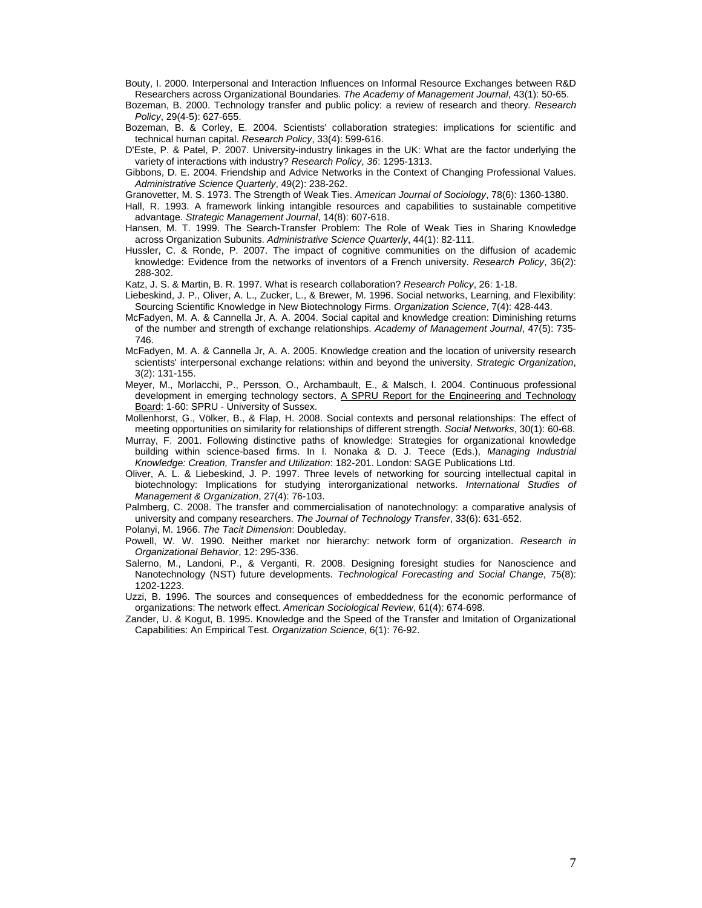Bouty, I. 2000. Interpersonal and Interaction Influences on Informal Resource Exchanges between R&D Researchers across Organizational Boundaries. *The Academy of Management Journal*, 43(1): 50-65.

Bozeman, B. 2000. Technology transfer and public policy: a review of research and theory. *Research Policy*, 29(4-5): 627-655.

Bozeman, B. & Corley, E. 2004. Scientists' collaboration strategies: implications for scientific and technical human capital. *Research Policy*, 33(4): 599-616.

D'Este, P. & Patel, P. 2007. University-industry linkages in the UK: What are the factor underlying the variety of interactions with industry? *Research Policy*, *36*: 1295-1313.

Gibbons, D. E. 2004. Friendship and Advice Networks in the Context of Changing Professional Values. *Administrative Science Quarterly*, 49(2): 238-262.

Granovetter, M. S. 1973. The Strength of Weak Ties. *American Journal of Sociology*, 78(6): 1360-1380.

Hall, R. 1993. A framework linking intangible resources and capabilities to sustainable competitive advantage. *Strategic Management Journal*, 14(8): 607-618.

Hansen, M. T. 1999. The Search-Transfer Problem: The Role of Weak Ties in Sharing Knowledge across Organization Subunits. *Administrative Science Quarterly*, 44(1): 82-111.

Hussler, C. & Ronde, P. 2007. The impact of cognitive communities on the diffusion of academic knowledge: Evidence from the networks of inventors of a French university. *Research Policy*, 36(2): 288-302.

Katz, J. S. & Martin, B. R. 1997. What is research collaboration? *Research Policy*, 26: 1-18.

Liebeskind, J. P., Oliver, A. L., Zucker, L., & Brewer, M. 1996. Social networks, Learning, and Flexibility: Sourcing Scientific Knowledge in New Biotechnology Firms. *Organization Science*, 7(4): 428-443.

McFadyen, M. A. & Cannella Jr, A. A. 2004. Social capital and knowledge creation: Diminishing returns of the number and strength of exchange relationships. *Academy of Management Journal*, 47(5): 735-746.

McFadyen, M. A. & Cannella Jr, A. A. 2005. Knowledge creation and the location of university research scientists' interpersonal exchange relations: within and beyond the university. *Strategic Organization*, 3(2): 131-155.

Meyer, M., Morlacchi, P., Persson, O., Archambault, E., & Malsch, I. 2004. Continuous professional development in emerging technology sectors, A SPRU Report for the Engineering and Technology Board: 1-60: SPRU - University of Sussex.

Mollenhorst, G., Völker, B., & Flap, H. 2008. Social contexts and personal relationships: The effect of meeting opportunities on similarity for relationships of different strength. *Social Networks*, 30(1): 60-68.

Murray, F. 2001. Following distinctive paths of knowledge: Strategies for organizational knowledge building within science-based firms. In I. Nonaka & D. J. Teece (Eds.), *Managing Industrial Knowledge: Creation, Transfer and Utilization*: 182-201. London: SAGE Publications Ltd.

Oliver, A. L. & Liebeskind, J. P. 1997. Three levels of networking for sourcing intellectual capital in biotechnology: Implications for studying interorganizational networks. *International Studies of Management & Organization*, 27(4): 76-103.

Palmberg, C. 2008. The transfer and commercialisation of nanotechnology: a comparative analysis of university and company researchers. *The Journal of Technology Transfer*, 33(6): 631-652.

Polanyi, M. 1966. *The Tacit Dimension*: Doubleday.

Powell, W. W. 1990. Neither market nor hierarchy: network form of organization. *Research in Organizational Behavior*, 12: 295-336.

Salerno, M., Landoni, P., & Verganti, R. 2008. Designing foresight studies for Nanoscience and Nanotechnology (NST) future developments. *Technological Forecasting and Social Change*, 75(8): 1202-1223.

Uzzi, B. 1996. The sources and consequences of embeddedness for the economic performance of organizations: The network effect. *American Sociological Review*, 61(4): 674-698.

Zander, U. & Kogut, B. 1995. Knowledge and the Speed of the Transfer and Imitation of Organizational Capabilities: An Empirical Test. *Organization Science*, 6(1): 76-92.